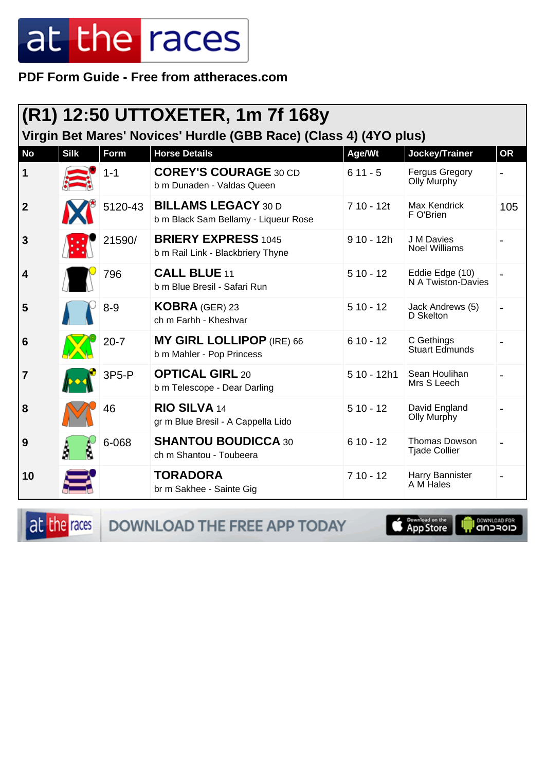PDF Form Guide - Free from attheraces.com

## (R1) 12:50 UTTOXETER, 1m 7f 168y

### Virgin Bet Mares' Novices' Hurdle (GBB Race) (Class 4) (4YO plus)

| No | Silk | Form | Horse Details | Age/Wt | Jockey/Trainer | OR |
|---|---|---|---|---|---|---|
| 1 | | 1-1 | **COREY'S COURAGE** 30 CD<br>b m Dunaden - Valdas Queen | 6 11 - 5 | Fergus Gregory<br>Olly Murphy | - |
| 2 | | 5120-43 | **BILLAMS LEGACY** 30 D<br>b m Black Sam Bellamy - Liqueur Rose | 7 10 - 12t | Max Kendrick<br>F O'Brien | 105 |
| 3 | | 21590/ | **BRIERY EXPRESS** 1045<br>b m Rail Link - Blackbriery Thyne | 9 10 - 12h | J M Davies<br>Noel Williams | - |
| 4 | | 796 | **CALL BLUE** 11<br>b m Blue Bresil - Safari Run | 5 10 - 12 | Eddie Edge (10)<br>N A Twiston-Davies | - |
| 5 | | 8-9 | **KOBRA** (GER) 23<br>ch m Farhh - Kheshvar | 5 10 - 12 | Jack Andrews (5)<br>D Skelton | - |
| 6 | | 20-7 | **MY GIRL LOLLIPOP** (IRE) 66<br>b m Mahler - Pop Princess | 6 10 - 12 | C Gethings<br>Stuart Edmunds | - |
| 7 | | 3P5-P | **OPTICAL GIRL** 20<br>b m Telescope - Dear Darling | 5 10 - 12h1 | Sean Houlihan<br>Mrs S Leech | - |
| 8 | | 46 | **RIO SILVA** 14<br>gr m Blue Bresil - A Cappella Lido | 5 10 - 12 | David England<br>Olly Murphy | - |
| 9 | | 6-068 | **SHANTOU BOUDICCA** 30<br>ch m Shantou - Toubeera | 6 10 - 12 | Thomas Dowson<br>Tjade Collier | - |
| 10 | | | **TORADORA**<br>br m Sakhee - Sainte Gig | 7 10 - 12 | Harry Bannister<br>A M Hales | - |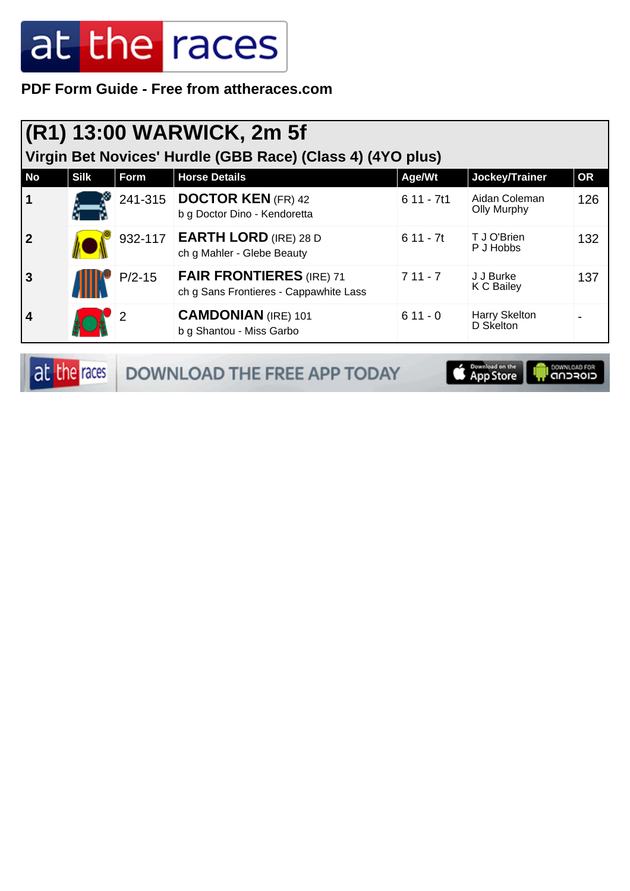**PDF Form Guide - Free from attheraces.com**

## (R1) 13:00 WARWICK, 2m 5f

### Virgin Bet Novices' Hurdle (GBB Race) (Class 4) (4YO plus)

| No | Silk | Form | Horse Details | Age/Wt | Jockey/Trainer | OR |
|---|---|---|---|---|---|---|
| 1 | | 241-315 | **DOCTOR KEN** (FR) 42<br>b g Doctor Dino - Kendoretta | 6 11 - 7t1 | Aidan Coleman<br>Olly Murphy | 126 |
| 2 | | 932-117 | **EARTH LORD** (IRE) 28 D<br>ch g Mahler - Glebe Beauty | 6 11 - 7t | T J O'Brien<br>P J Hobbs | 132 |
| 3 | | P/2-15 | **FAIR FRONTIERES** (IRE) 71<br>ch g Sans Frontieres - Cappawhite Lass | 7 11 - 7 | J J Burke<br>K C Bailey | 137 |
| 4 | | 2 | **CAMDONIAN** (IRE) 101<br>b g Shantou - Miss Garbo | 6 11 - 0 | Harry Skelton<br>D Skelton | - |

DOWNLOAD THE FREE APP TODAY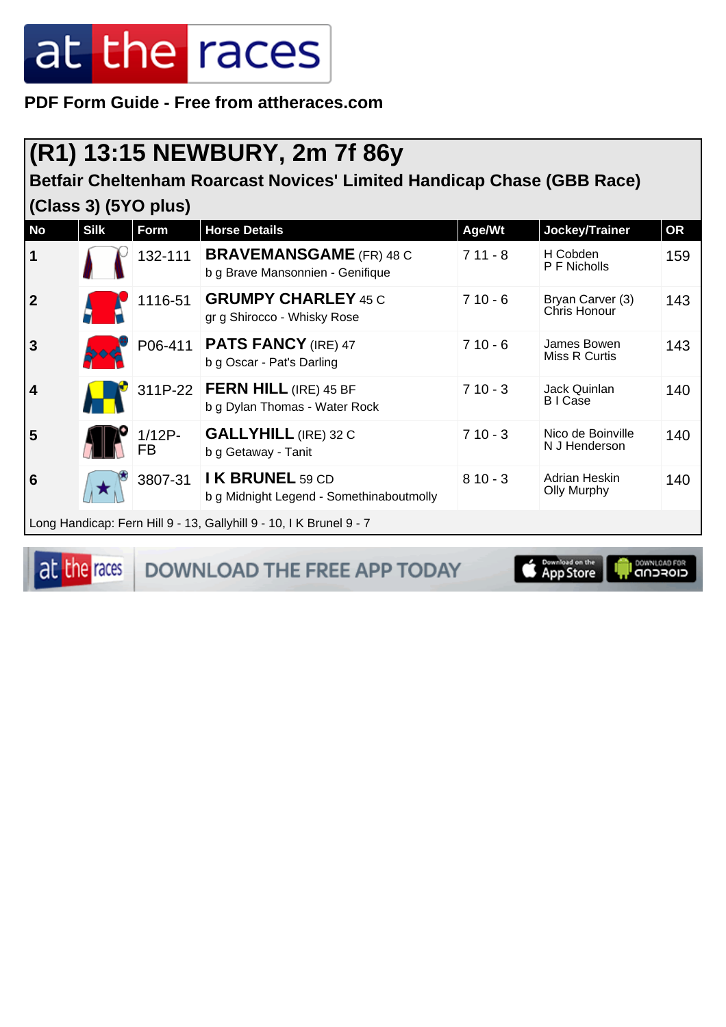PDF Form Guide - Free from attheraces.com

## (R1) 13:15 NEWBURY, 2m 7f 86y

### Betfair Cheltenham Roarcast Novices' Limited Handicap Chase (GBB Race) (Class 3) (5YO plus)

| No | Silk | Form | Horse Details | Age/Wt | Jockey/Trainer | OR |
|---|---|---|---|---|---|---|
| 1 | | 132-111 | **BRAVEMANSGAME** (FR) 48 C<br>b g Brave Mansonnien - Genifique | 7 11 - 8 | H Cobden<br>P F Nicholls | 159 |
| 2 | | 1116-51 | **GRUMPY CHARLEY** 45 C<br>gr g Shirocco - Whisky Rose | 7 10 - 6 | Bryan Carver (3)<br>Chris Honour | 143 |
| 3 | | P06-411 | **PATS FANCY** (IRE) 47<br>b g Oscar - Pat's Darling | 7 10 - 6 | James Bowen<br>Miss R Curtis | 143 |
| 4 | | 311P-22 | **FERN HILL** (IRE) 45 BF<br>b g Dylan Thomas - Water Rock | 7 10 - 3 | Jack Quinlan<br>B I Case | 140 |
| 5 | | 1/12P-FB | **GALLYHILL** (IRE) 32 C<br>b g Getaway - Tanit | 7 10 - 3 | Nico de Boinville<br>N J Henderson | 140 |
| 6 | | 3807-31 | **I K BRUNEL** 59 CD<br>b g Midnight Legend - Somethinaboutmolly | 8 10 - 3 | Adrian Heskin<br>Olly Murphy | 140 |

Long Handicap: Fern Hill 9 - 13, Gallyhill 9 - 10, I K Brunel 9 - 7

DOWNLOAD THE FREE APP TODAY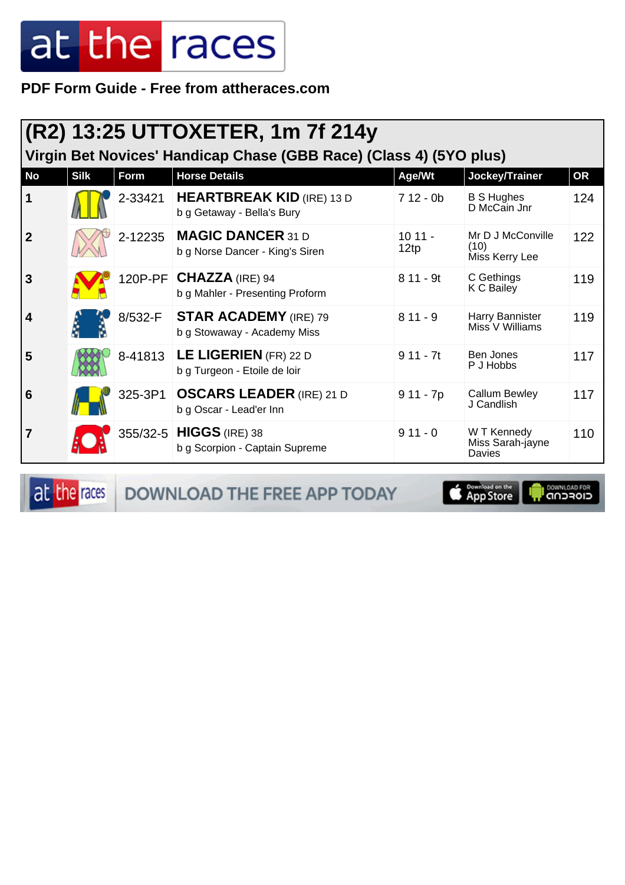PDF Form Guide - Free from attheraces.com

# (R2) 13:25 UTTOXETER, 1m 7f 214y

## Virgin Bet Novices' Handicap Chase (GBB Race) (Class 4) (5YO plus)

| No | Silk | Form | Horse Details | Age/Wt | Jockey/Trainer | OR |
|---|---|---|---|---|---|---|
| 1 | | 2-33421 | **HEARTBREAK KID** (IRE) 13 D<br>b g Getaway - Bella's Bury | 7 12 - 0b | B S Hughes<br>D McCain Jnr | 124 |
| 2 | | 2-12235 | **MAGIC DANCER** 31 D<br>b g Norse Dancer - King's Siren | 10 11 - 12tp | Mr D J McConville (10)<br>Miss Kerry Lee | 122 |
| 3 | | 120P-PF | **CHAZZA** (IRE) 94<br>b g Mahler - Presenting Proform | 8 11 - 9t | C Gethings<br>K C Bailey | 119 |
| 4 | | 8/532-F | **STAR ACADEMY** (IRE) 79<br>b g Stowaway - Academy Miss | 8 11 - 9 | Harry Bannister<br>Miss V Williams | 119 |
| 5 | | 8-41813 | **LE LIGERIEN** (FR) 22 D<br>b g Turgeon - Etoile de loir | 9 11 - 7t | Ben Jones<br>P J Hobbs | 117 |
| 6 | | 325-3P1 | **OSCARS LEADER** (IRE) 21 D<br>b g Oscar - Lead'er Inn | 9 11 - 7p | Callum Bewley<br>J Candlish | 117 |
| 7 | | 355/32-5 | **HIGGS** (IRE) 38<br>b g Scorpion - Captain Supreme | 9 11 - 0 | W T Kennedy<br>Miss Sarah-jayne Davies | 110 |

DOWNLOAD THE FREE APP TODAY